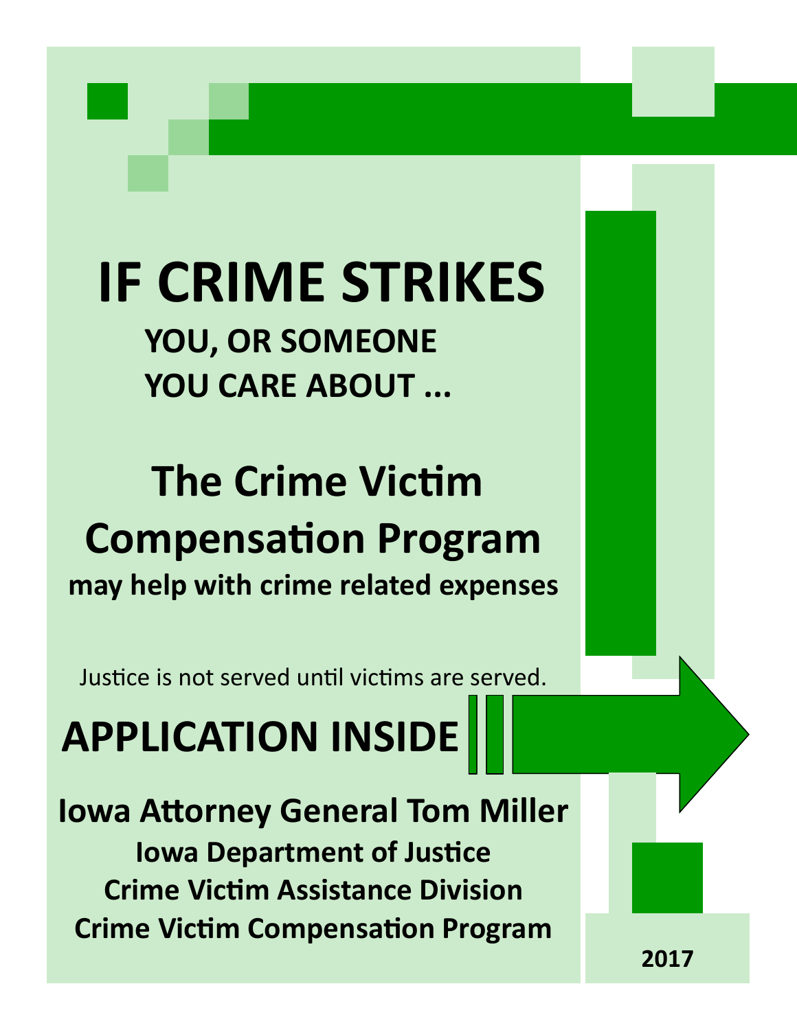# IF CRIME STRIKES

**YOU, OR SOMEONE YOU CARE ABOUT ...**

## The Crime Victim Compensation Program

**may help with crime related expenses**

Justice is not served until victims are served.

# APPLICATION INSIDE

**Iowa Attorney General Tom Miller**

**Iowa Department of Justice**

**Crime Victim Assistance Division**

**Crime Victim Compensation Program**

**2017**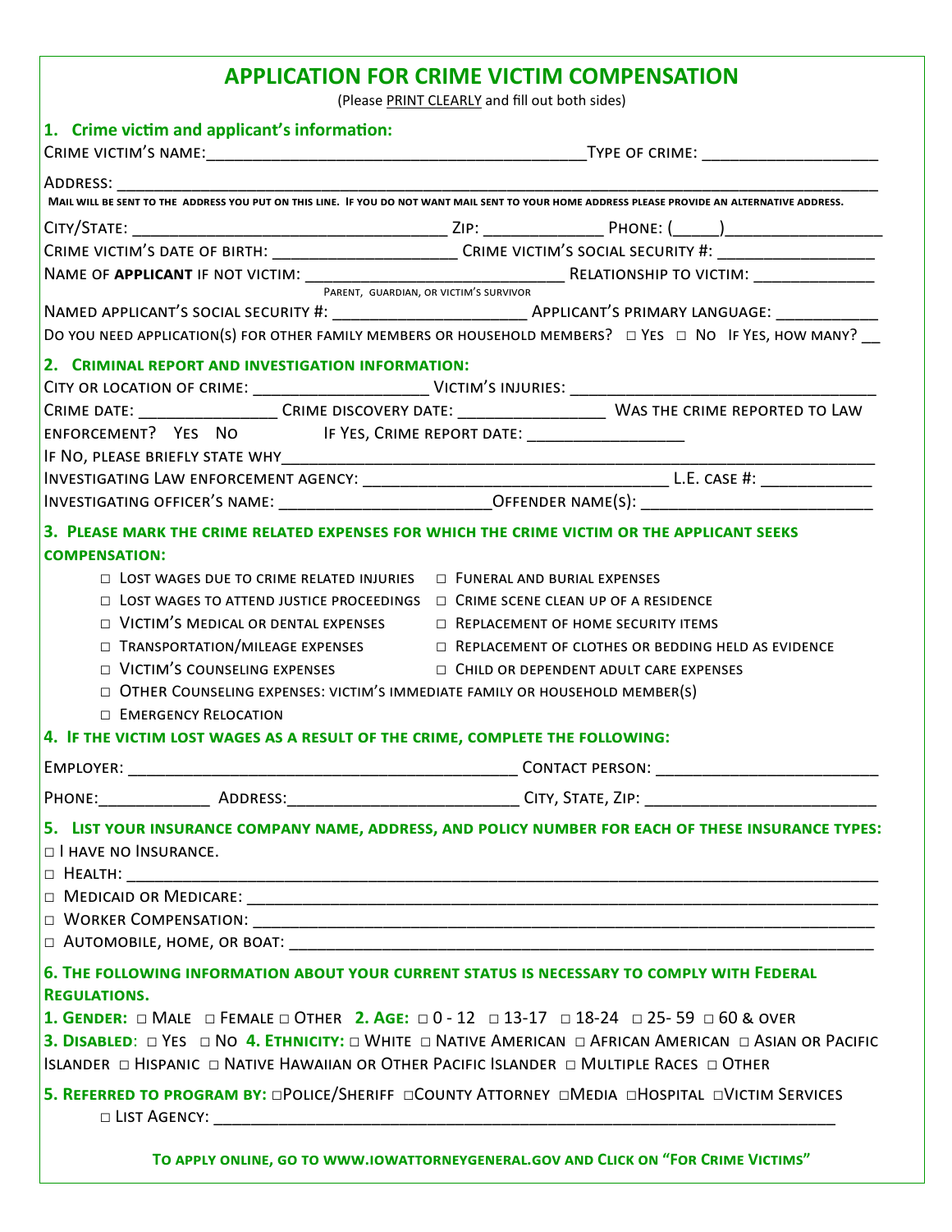# APPLICATION FOR CRIME VICTIM COMPENSATION

(Please PRINT CLEARLY and fill out both sides)

## 1. Crime victim and applicant's information:

CRIME VICTIM'S NAME:__________________________________________TYPE OF CRIME: ____________________

ADDRESS: ____________________________________________________________________________________

**MAIL WILL BE SENT TO THE ADDRESS YOU PUT ON THIS LINE. IF YOU DO NOT WANT MAIL SENT TO YOUR HOME ADDRESS PLEASE PROVIDE AN ALTERNATIVE ADDRESS.**

CITY/STATE: ____________________________________ ZIP: _____________ PHONE: (_____)__________________

CRIME VICTIM'S DATE OF BIRTH: ______________________ CRIME VICTIM'S SOCIAL SECURITY #: __________________

NAME OF **APPLICANT** IF NOT VICTIM: _____________________________ RELATIONSHIP TO VICTIM: ______________
PARENT, GUARDIAN, OR VICTIM'S SURVIVOR

NAMED APPLICANT'S SOCIAL SECURITY #: ______________________ APPLICANT'S PRIMARY LANGUAGE: ____________

DO YOU NEED APPLICATION(S) FOR OTHER FAMILY MEMBERS OR HOUSEHOLD MEMBERS? □ YES □ NO IF YES, HOW MANY? __

## 2. Criminal report and investigation information:

CITY OR LOCATION OF CRIME: ____________________ VICTIM'S INJURIES: ___________________________________

CRIME DATE: ________________ CRIME DISCOVERY DATE: _________________ WAS THE CRIME REPORTED TO LAW ENFORCEMENT? YES NO IF YES, CRIME REPORT DATE: __________________

IF NO, PLEASE BRIEFLY STATE WHY__________________________________________________________________

INVESTIGATING LAW ENFORCEMENT AGENCY: ___________________________________ L.E. CASE #: _____________

INVESTIGATING OFFICER'S NAME: ________________________OFFENDER NAME(S): ___________________________

## 3. Please mark the crime related expenses for which the crime victim or the applicant seeks compensation:

- □ LOST WAGES DUE TO CRIME RELATED INJURIES
- □ LOST WAGES TO ATTEND JUSTICE PROCEEDINGS
- □ VICTIM'S MEDICAL OR DENTAL EXPENSES
- □ TRANSPORTATION/MILEAGE EXPENSES
- □ VICTIM'S COUNSELING EXPENSES
- □ FUNERAL AND BURIAL EXPENSES
- □ CRIME SCENE CLEAN UP OF A RESIDENCE
- □ REPLACEMENT OF HOME SECURITY ITEMS
- □ REPLACEMENT OF CLOTHES OR BEDDING HELD AS EVIDENCE
- □ CHILD OR DEPENDENT ADULT CARE EXPENSES
- □ OTHER COUNSELING EXPENSES: VICTIM'S IMMEDIATE FAMILY OR HOUSEHOLD MEMBER(S)
- □ EMERGENCY RELOCATION

## 4. If the victim lost wages as a result of the crime, complete the following:

EMPLOYER: ____________________________________________ CONTACT PERSON: _________________________

PHONE:____________ ADDRESS:_________________________ CITY, STATE, ZIP: _________________________

## 5. List your insurance company name, address, and policy number for each of these insurance types:

- □ I HAVE NO INSURANCE.
- □ HEALTH: ___________________________________________________________________________
- □ MEDICAID OR MEDICARE: _______________________________________________________________
- □ WORKER COMPENSATION: _______________________________________________________________
- □ AUTOMOBILE, HOME, OR BOAT: ___________________________________________________________

## 6. The following information about your current status is necessary to comply with Federal Regulations.

**1. GENDER:** □ MALE □ FEMALE □ OTHER **2. AGE:** □ 0 - 12 □ 13-17 □ 18-24 □ 25- 59 □ 60 & OVER

**3. DISABLED:** □ YES □ NO **4. ETHNICITY:** □ WHITE □ NATIVE AMERICAN □ AFRICAN AMERICAN □ ASIAN OR PACIFIC ISLANDER □ HISPANIC □ NATIVE HAWAIIAN OR OTHER PACIFIC ISLANDER □ MULTIPLE RACES □ OTHER

**5. REFERRED TO PROGRAM BY:** □POLICE/SHERIFF □COUNTY ATTORNEY □MEDIA □HOSPITAL □VICTIM SERVICES

□ LIST AGENCY: ______________________________________________________________________

**TO APPLY ONLINE, GO TO WWW.IOWATTORNEYGENERAL.GOV AND CLICK ON "FOR CRIME VICTIMS"**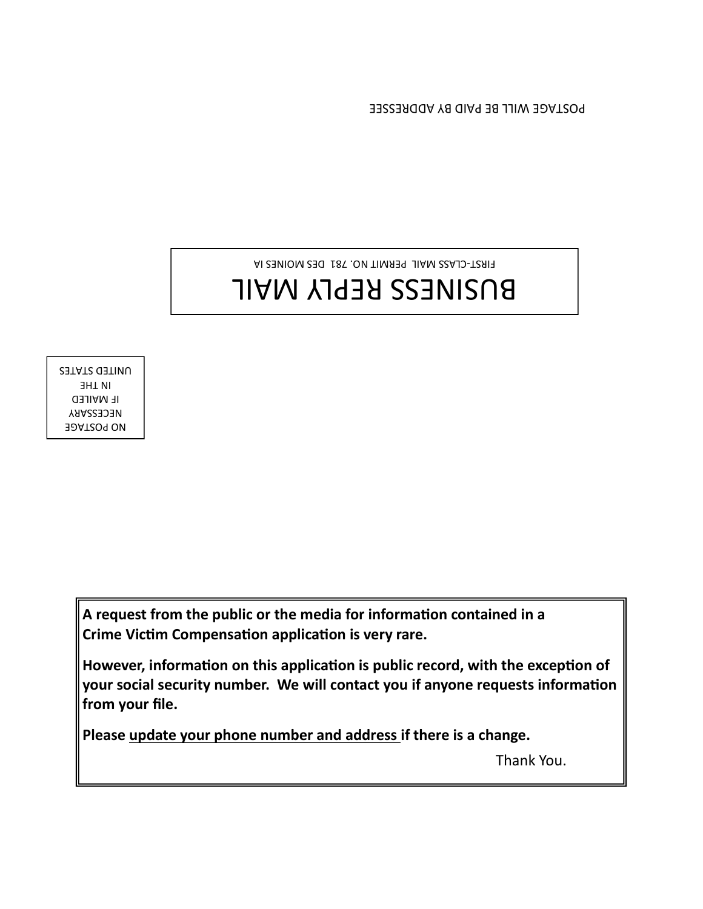POSTAGE WILL BE PAID BY ADDRESSEE

BUSINESS REPLY MAIL

FIRST-CLASS MAIL PERMIT NO. 781 DES MOINES IA

NO POSTAGE
NECESSARY
IF MAILED
IN THE
UNITED STATES

**A request from the public or the media for information contained in a Crime Victim Compensation application is very rare.**

**However, information on this application is public record, with the exception of your social security number. We will contact you if anyone requests information from your file.**

**Please <u>update your phone number and address</u> if there is a change.**

Thank You.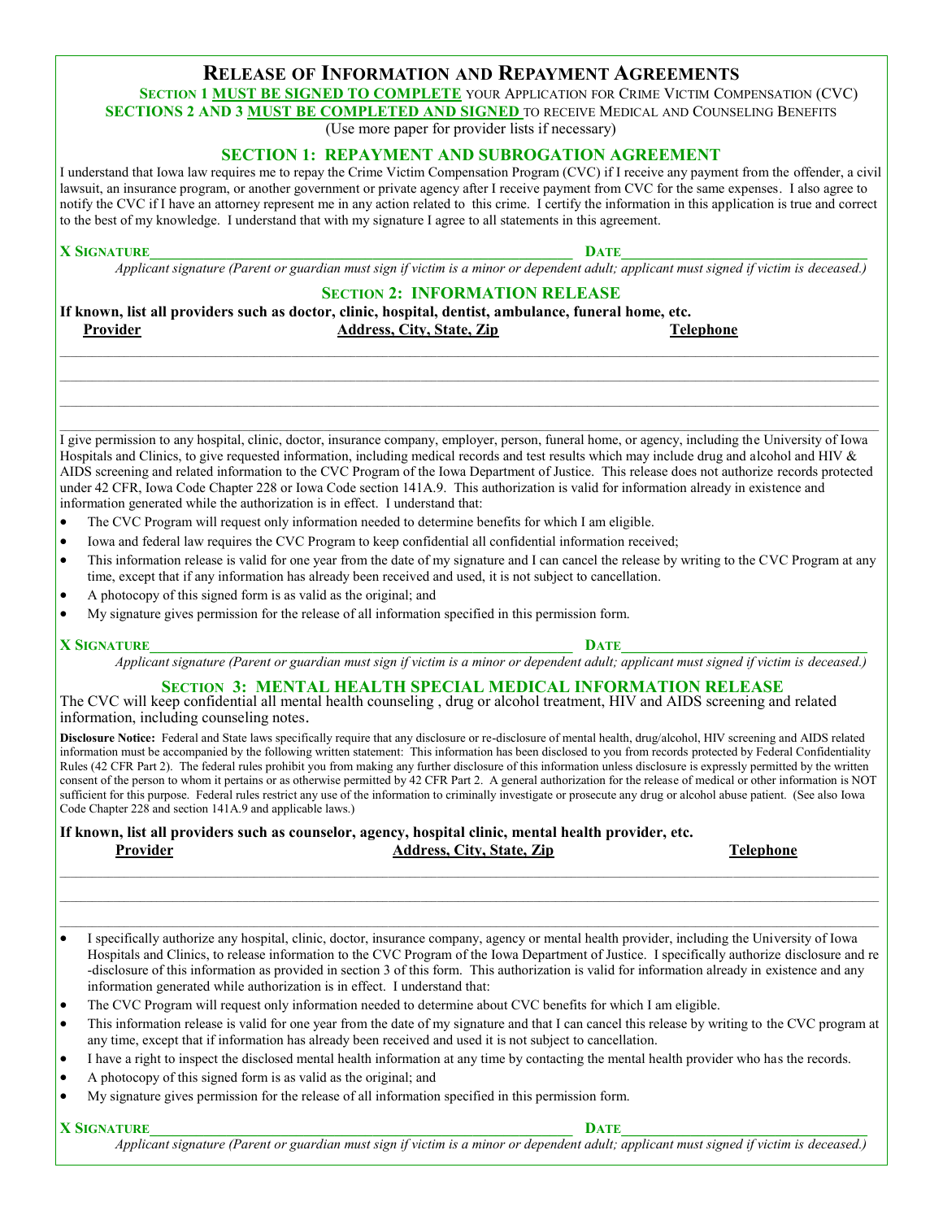# Release of Information and Repayment Agreements

**Section 1 MUST BE SIGNED TO COMPLETE your Application for Crime Victim Compensation (CVC)**

**SECTIONS 2 AND 3 MUST BE COMPLETED AND SIGNED to receive Medical and Counseling Benefits**

(Use more paper for provider lists if necessary)

## SECTION 1: REPAYMENT AND SUBROGATION AGREEMENT

I understand that Iowa law requires me to repay the Crime Victim Compensation Program (CVC) if I receive any payment from the offender, a civil lawsuit, an insurance program, or another government or private agency after I receive payment from CVC for the same expenses. I also agree to notify the CVC if I have an attorney represent me in any action related to this crime. I certify the information in this application is true and correct to the best of my knowledge. I understand that with my signature I agree to all statements in this agreement.

**X Signature**_______________________________________________ **Date**___________________________

*Applicant signature (Parent or guardian must sign if victim is a minor or dependent adult; applicant must signed if victim is deceased.)*

## Section 2: INFORMATION RELEASE

**If known, list all providers such as doctor, clinic, hospital, dentist, ambulance, funeral home, etc.**

| Provider | Address, City, State, Zip | Telephone |
|---|---|---|
| | | |
| | | |
| | | |
| | | |

I give permission to any hospital, clinic, doctor, insurance company, employer, person, funeral home, or agency, including the University of Iowa Hospitals and Clinics, to give requested information, including medical records and test results which may include drug and alcohol and HIV & AIDS screening and related information to the CVC Program of the Iowa Department of Justice. This release does not authorize records protected under 42 CFR, Iowa Code Chapter 228 or Iowa Code section 141A.9. This authorization is valid for information already in existence and information generated while the authorization is in effect. I understand that:

- The CVC Program will request only information needed to determine benefits for which I am eligible.
- Iowa and federal law requires the CVC Program to keep confidential all confidential information received;
- This information release is valid for one year from the date of my signature and I can cancel the release by writing to the CVC Program at any time, except that if any information has already been received and used, it is not subject to cancellation.
- A photocopy of this signed form is as valid as the original; and
- My signature gives permission for the release of all information specified in this permission form.

**X Signature**_______________________________________________ **Date**___________________________

*Applicant signature (Parent or guardian must sign if victim is a minor or dependent adult; applicant must signed if victim is deceased.)*

## Section 3: MENTAL HEALTH SPECIAL MEDICAL INFORMATION RELEASE

The CVC will keep confidential all mental health counseling , drug or alcohol treatment, HIV and AIDS screening and related information, including counseling notes.

**Disclosure Notice:** Federal and State laws specifically require that any disclosure or re-disclosure of mental health, drug/alcohol, HIV screening and AIDS related information must be accompanied by the following written statement: This information has been disclosed to you from records protected by Federal Confidentiality Rules (42 CFR Part 2). The federal rules prohibit you from making any further disclosure of this information unless disclosure is expressly permitted by the written consent of the person to whom it pertains or as otherwise permitted by 42 CFR Part 2. A general authorization for the release of medical or other information is NOT sufficient for this purpose. Federal rules restrict any use of the information to criminally investigate or prosecute any drug or alcohol abuse patient. (See also Iowa Code Chapter 228 and section 141A.9 and applicable laws.)

**If known, list all providers such as counselor, agency, hospital clinic, mental health provider, etc.**

| Provider | Address, City, State, Zip | Telephone |
|---|---|---|
| | | |
| | | |
| | | |

- I specifically authorize any hospital, clinic, doctor, insurance company, agency or mental health provider, including the University of Iowa Hospitals and Clinics, to release information to the CVC Program of the Iowa Department of Justice. I specifically authorize disclosure and re-disclosure of this information as provided in section 3 of this form. This authorization is valid for information already in existence and any information generated while authorization is in effect. I understand that:
- The CVC Program will request only information needed to determine about CVC benefits for which I am eligible.
- This information release is valid for one year from the date of my signature and that I can cancel this release by writing to the CVC program at any time, except that if information has already been received and used it is not subject to cancellation.
- I have a right to inspect the disclosed mental health information at any time by contacting the mental health provider who has the records.
- A photocopy of this signed form is as valid as the original; and
- My signature gives permission for the release of all information specified in this permission form.

**X Signature**_______________________________________________ **Date**___________________________

*Applicant signature (Parent or guardian must sign if victim is a minor or dependent adult; applicant must signed if victim is deceased.)*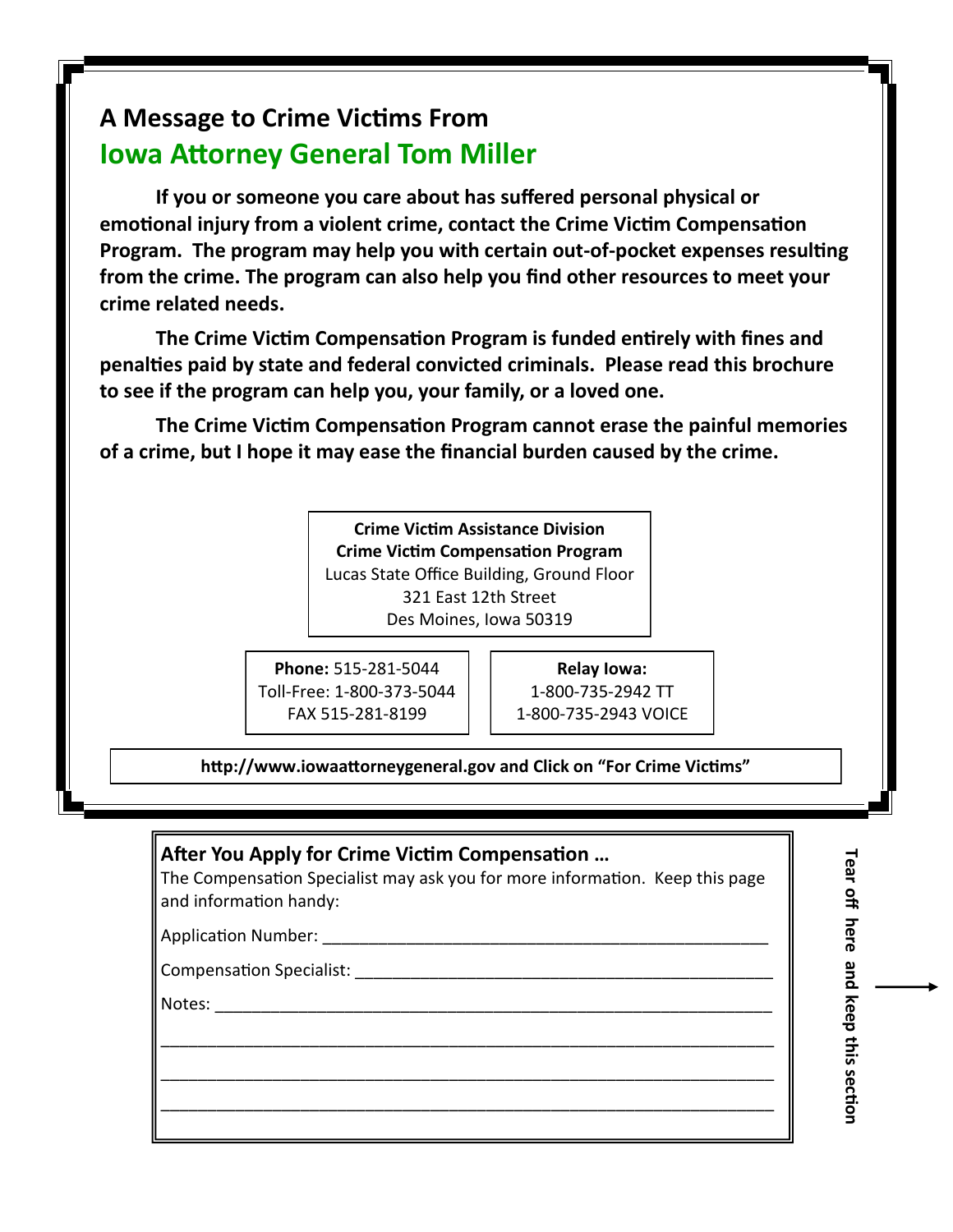## A Message to Crime Victims From
## Iowa Attorney General Tom Miller

**If you or someone you care about has suffered personal physical or emotional injury from a violent crime, contact the Crime Victim Compensation Program. The program may help you with certain out-of-pocket expenses resulting from the crime. The program can also help you find other resources to meet your crime related needs.**

**The Crime Victim Compensation Program is funded entirely with fines and penalties paid by state and federal convicted criminals. Please read this brochure to see if the program can help you, your family, or a loved one.**

**The Crime Victim Compensation Program cannot erase the painful memories of a crime, but I hope it may ease the financial burden caused by the crime.**

**Crime Victim Assistance Division**
**Crime Victim Compensation Program**
Lucas State Office Building, Ground Floor
321 East 12th Street
Des Moines, Iowa 50319

**Phone:** 515-281-5044
Toll-Free: 1-800-373-5044
FAX 515-281-8199

**Relay Iowa:**
1-800-735-2942 TT
1-800-735-2943 VOICE

**http://www.iowaattorneygeneral.gov and Click on "For Crime Victims"**

**After You Apply for Crime Victim Compensation …**
The Compensation Specialist may ask you for more information. Keep this page and information handy:

Application Number: ______________________________________________

Compensation Specialist: __________________________________________

Notes: ________________________________________________________

_______________________________________________________________

_______________________________________________________________

_______________________________________________________________

**Tear off here and keep this section** →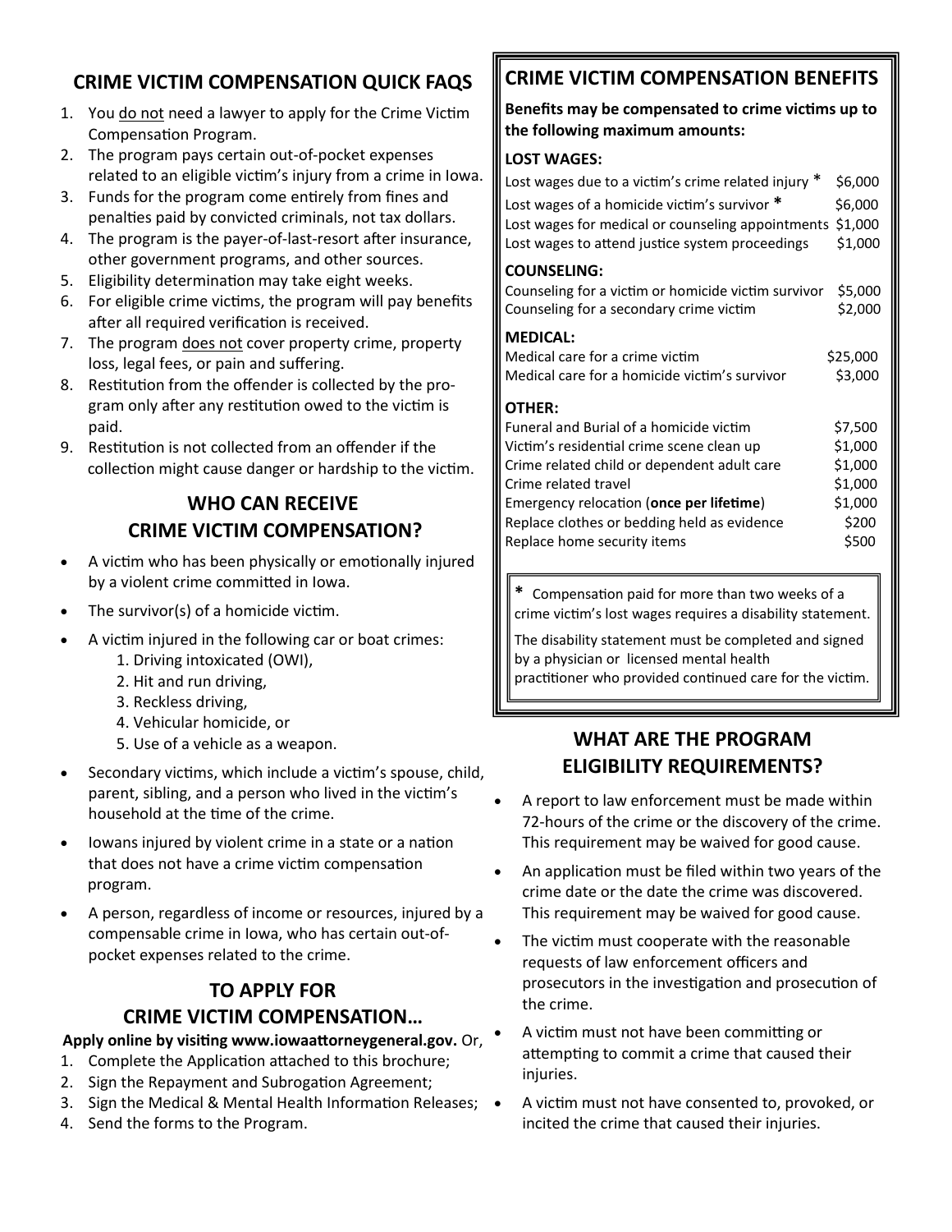## CRIME VICTIM COMPENSATION QUICK FAQS

1. You do not need a lawyer to apply for the Crime Victim Compensation Program.
2. The program pays certain out-of-pocket expenses related to an eligible victim's injury from a crime in Iowa.
3. Funds for the program come entirely from fines and penalties paid by convicted criminals, not tax dollars.
4. The program is the payer-of-last-resort after insurance, other government programs, and other sources.
5. Eligibility determination may take eight weeks.
6. For eligible crime victims, the program will pay benefits after all required verification is received.
7. The program does not cover property crime, property loss, legal fees, or pain and suffering.
8. Restitution from the offender is collected by the program only after any restitution owed to the victim is paid.
9. Restitution is not collected from an offender if the collection might cause danger or hardship to the victim.

## WHO CAN RECEIVE CRIME VICTIM COMPENSATION?

- A victim who has been physically or emotionally injured by a violent crime committed in Iowa.
- The survivor(s) of a homicide victim.
- A victim injured in the following car or boat crimes:
  1. Driving intoxicated (OWI),
  2. Hit and run driving,
  3. Reckless driving,
  4. Vehicular homicide, or
  5. Use of a vehicle as a weapon.
- Secondary victims, which include a victim's spouse, child, parent, sibling, and a person who lived in the victim's household at the time of the crime.
- Iowans injured by violent crime in a state or a nation that does not have a crime victim compensation program.
- A person, regardless of income or resources, injured by a compensable crime in Iowa, who has certain out-of-pocket expenses related to the crime.

## TO APPLY FOR CRIME VICTIM COMPENSATION…

**Apply online by visiting www.iowaattorneygeneral.gov.** Or,

1. Complete the Application attached to this brochure;
2. Sign the Repayment and Subrogation Agreement;
3. Sign the Medical & Mental Health Information Releases;
4. Send the forms to the Program.

## CRIME VICTIM COMPENSATION BENEFITS

**Benefits may be compensated to crime victims up to the following maximum amounts:**

**LOST WAGES:**

| | |
|---|---|
| Lost wages due to a victim's crime related injury * | $6,000 |
| Lost wages of a homicide victim's survivor * | $6,000 |
| Lost wages for medical or counseling appointments | $1,000 |
| Lost wages to attend justice system proceedings | $1,000 |

**COUNSELING:**

| | |
|---|---|
| Counseling for a victim or homicide victim survivor | $5,000 |
| Counseling for a secondary crime victim | $2,000 |

**MEDICAL:**

| | |
|---|---|
| Medical care for a crime victim | $25,000 |
| Medical care for a homicide victim's survivor | $3,000 |

**OTHER:**

| | |
|---|---|
| Funeral and Burial of a homicide victim | $7,500 |
| Victim's residential crime scene clean up | $1,000 |
| Crime related child or dependent adult care | $1,000 |
| Crime related travel | $1,000 |
| Emergency relocation (**once per lifetime**) | $1,000 |
| Replace clothes or bedding held as evidence | $200 |
| Replace home security items | $500 |

**\*** Compensation paid for more than two weeks of a crime victim's lost wages requires a disability statement.

The disability statement must be completed and signed by a physician or licensed mental health practitioner who provided continued care for the victim.

## WHAT ARE THE PROGRAM ELIGIBILITY REQUIREMENTS?

- A report to law enforcement must be made within 72-hours of the crime or the discovery of the crime. This requirement may be waived for good cause.
- An application must be filed within two years of the crime date or the date the crime was discovered. This requirement may be waived for good cause.
- The victim must cooperate with the reasonable requests of law enforcement officers and prosecutors in the investigation and prosecution of the crime.
- A victim must not have been committing or attempting to commit a crime that caused their injuries.
- A victim must not have consented to, provoked, or incited the crime that caused their injuries.